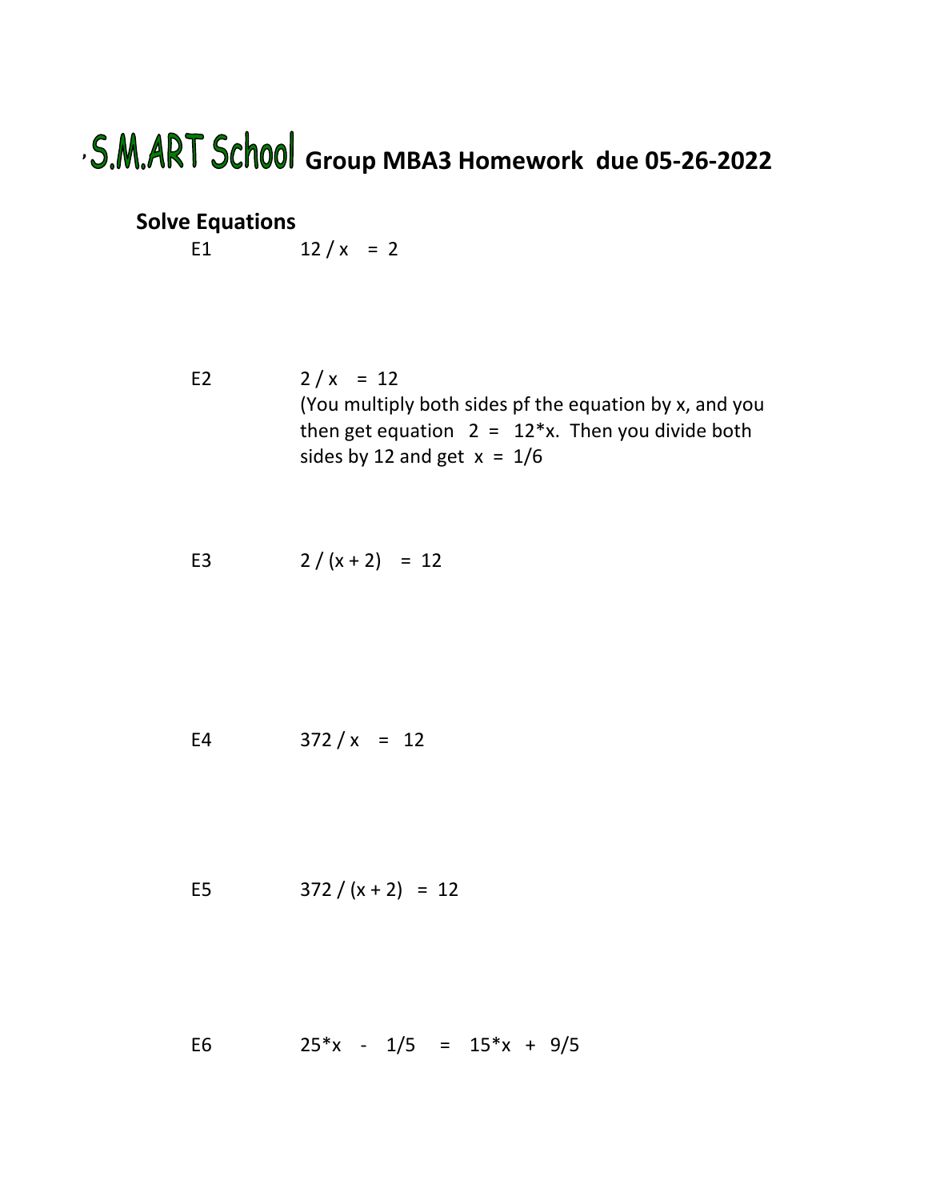# S.M.ART School Group MBA3 Homework due 05-26-2022

## Solve Equations

E1 $12 / x = 2$

E2 $2 / x = 12$

(You multiply both sides pf the equation by x, and you then get equation $2 = 12*x$. Then you divide both sides by 12 and get $x = 1/6$

E3 $2 / (x + 2) = 12$

E4 $372 / x = 12$

E5 $372 / (x + 2) = 12$

E6 $25*x - 1/5 = 15*x + 9/5$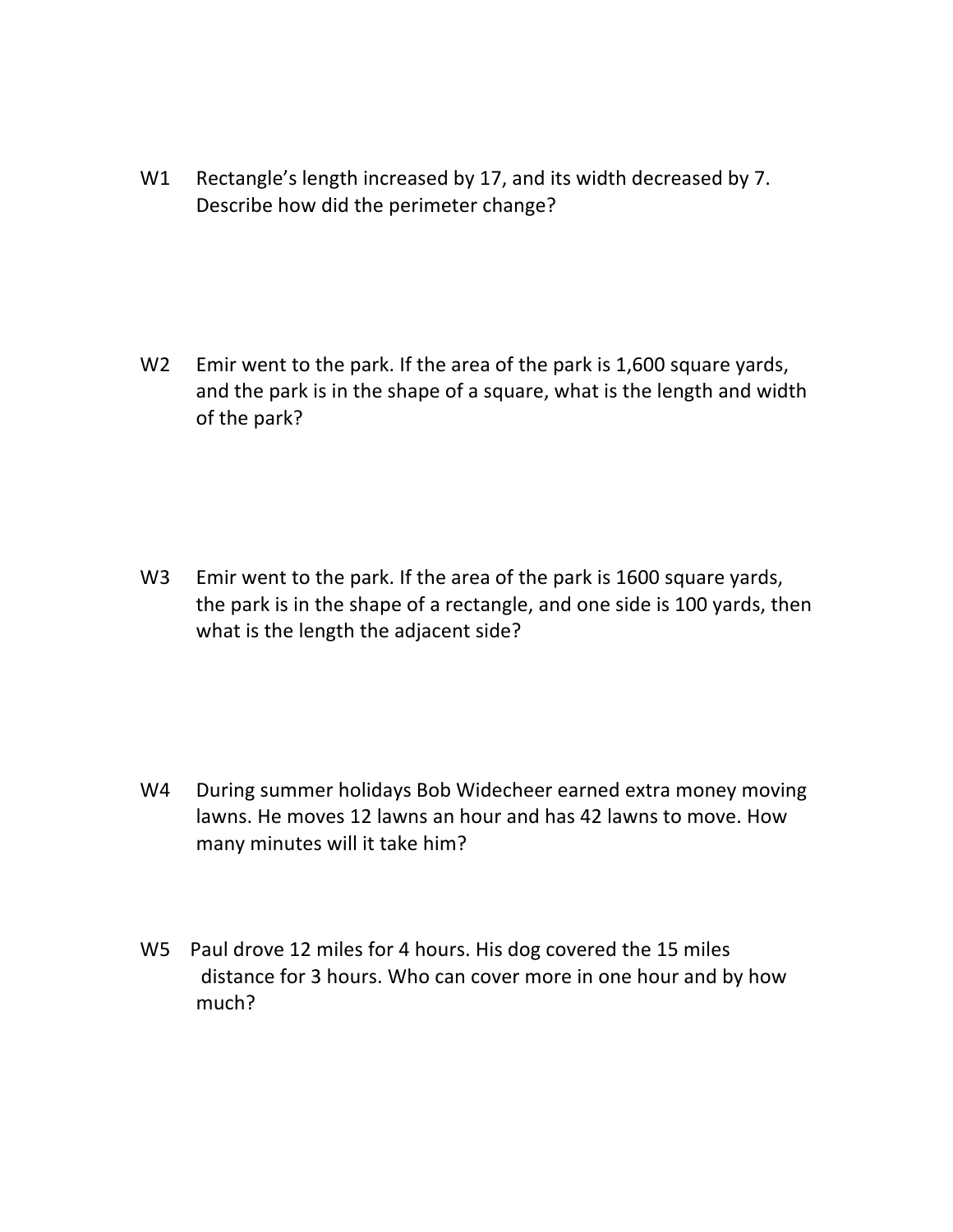W1 Rectangle's length increased by 17, and its width decreased by 7. Describe how did the perimeter change?

W2 Emir went to the park. If the area of the park is 1,600 square yards, and the park is in the shape of a square, what is the length and width of the park?

W3 Emir went to the park. If the area of the park is 1600 square yards, the park is in the shape of a rectangle, and one side is 100 yards, then what is the length the adjacent side?

W4 During summer holidays Bob Widecheer earned extra money moving lawns. He moves 12 lawns an hour and has 42 lawns to move. How many minutes will it take him?

W5 Paul drove 12 miles for 4 hours. His dog covered the 15 miles distance for 3 hours. Who can cover more in one hour and by how much?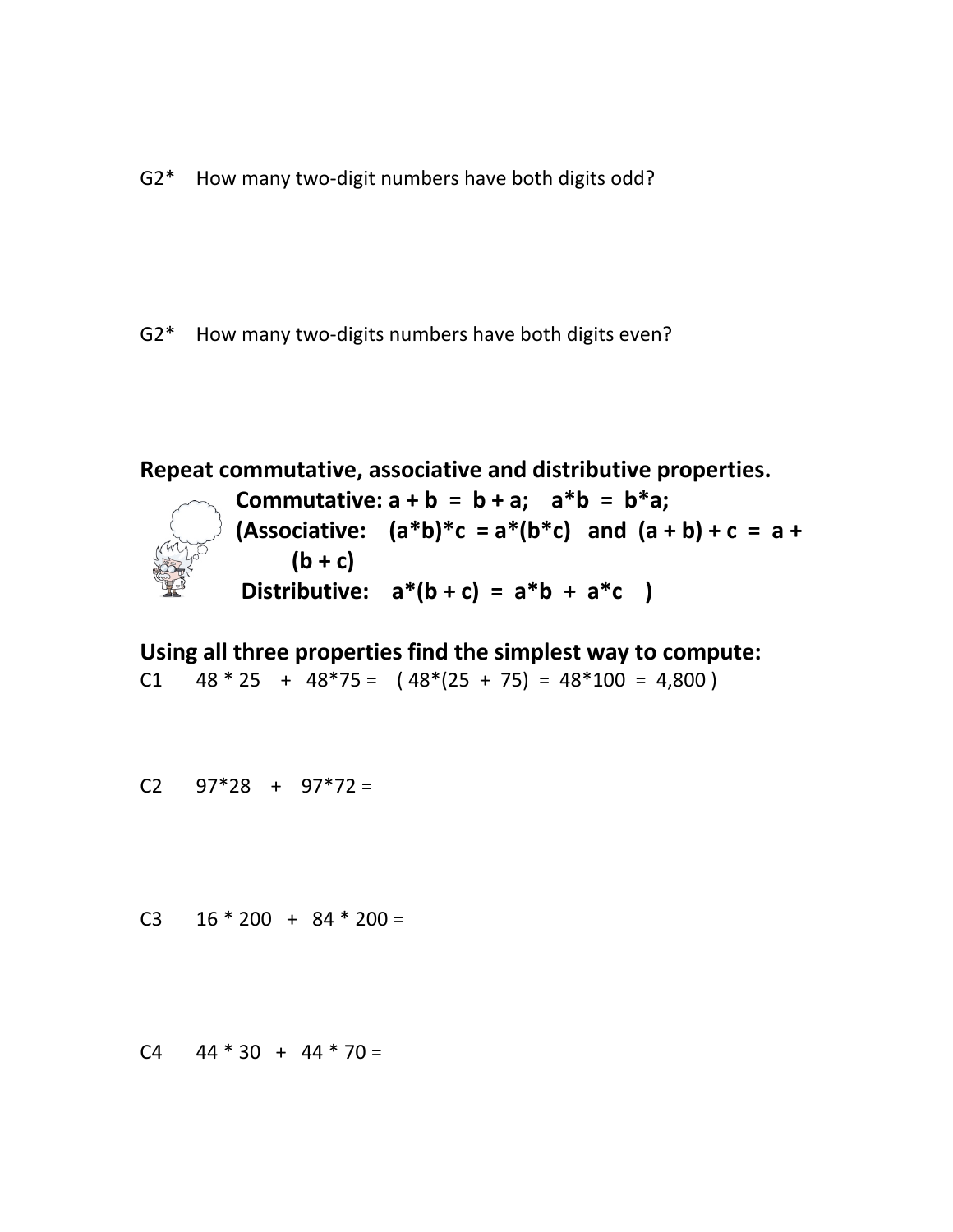G2* How many two-digit numbers have both digits odd?

G2* How many two-digits numbers have both digits even?

**Repeat commutative, associative and distributive properties.**

**Commutative: $a + b = b + a$; $a*b = b*a$;**

**(Associative: $(a*b)*c = a*(b*c)$ and $(a + b) + c = a + (b + c)$**

**Distributive: $a*(b + c) = a*b + a*c$ )**

**Using all three properties find the simplest way to compute:**

C1 $48 * 25 + 48*75 =$ ( $48*(25 + 75) = 48*100 = 4{,}800$ )

C2 $97*28 + 97*72 =$

C3 $16 * 200 + 84 * 200 =$

C4 $44 * 30 + 44 * 70 =$